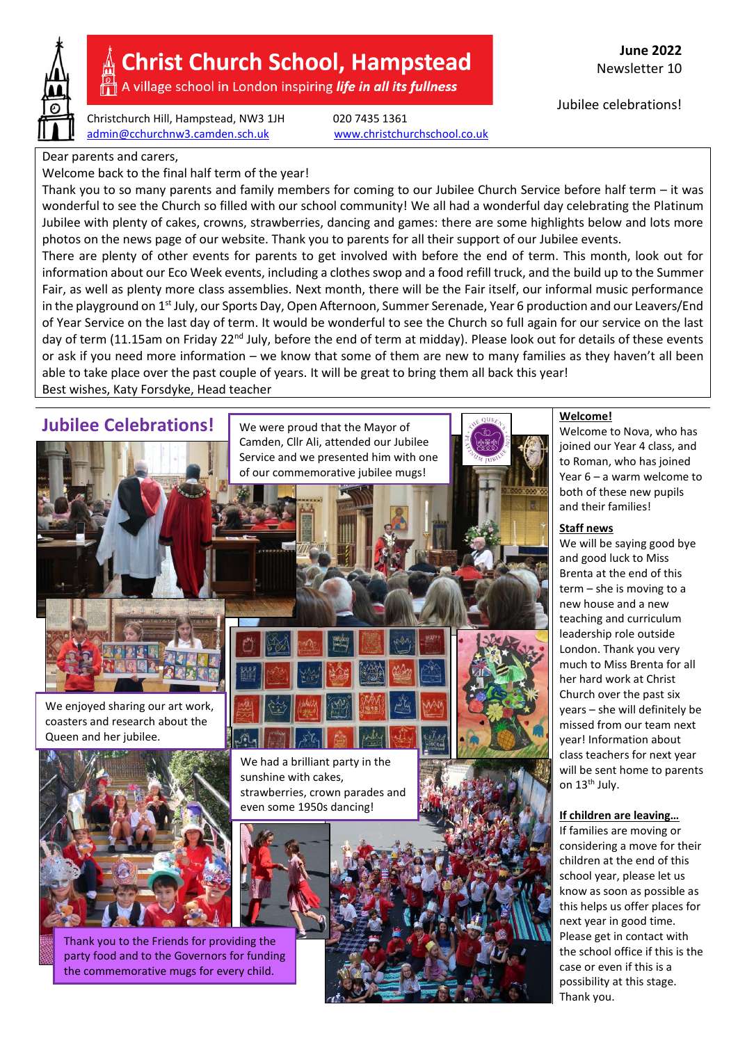# Christ Church School, Hampstead

A village school in London inspiring ***life in all its fullness***

Christchurch Hill, Hampstead, NW3 1JH
admin@cchurchnw3.camden.sch.uk

020 7435 1361
www.christchurchschool.co.uk

**June 2022**
Newsletter 10

Jubilee celebrations!

Dear parents and carers,

Welcome back to the final half term of the year!

Thank you to so many parents and family members for coming to our Jubilee Church Service before half term – it was wonderful to see the Church so filled with our school community! We all had a wonderful day celebrating the Platinum Jubilee with plenty of cakes, crowns, strawberries, dancing and games: there are some highlights below and lots more photos on the news page of our website. Thank you to parents for all their support of our Jubilee events.

There are plenty of other events for parents to get involved with before the end of term. This month, look out for information about our Eco Week events, including a clothes swop and a food refill truck, and the build up to the Summer Fair, as well as plenty more class assemblies. Next month, there will be the Fair itself, our informal music performance in the playground on 1st July, our Sports Day, Open Afternoon, Summer Serenade, Year 6 production and our Leavers/End of Year Service on the last day of term. It would be wonderful to see the Church so full again for our service on the last day of term (11.15am on Friday 22nd July, before the end of term at midday). Please look out for details of these events or ask if you need more information – we know that some of them are new to many families as they haven't all been able to take place over the past couple of years. It will be great to bring them all back this year!

Best wishes, Katy Forsdyke, Head teacher

## Jubilee Celebrations!

We were proud that the Mayor of Camden, Cllr Ali, attended our Jubilee Service and we presented him with one of our commemorative jubilee mugs!

We enjoyed sharing our art work, coasters and research about the Queen and her jubilee.

We had a brilliant party in the sunshine with cakes, strawberries, crown parades and even some 1950s dancing!

Thank you to the Friends for providing the party food and to the Governors for funding the commemorative mugs for every child.

**Welcome!**

Welcome to Nova, who has joined our Year 4 class, and to Roman, who has joined Year 6 – a warm welcome to both of these new pupils and their families!

**Staff news**

We will be saying good bye and good luck to Miss Brenta at the end of this term – she is moving to a new house and a new teaching and curriculum leadership role outside London. Thank you very much to Miss Brenta for all her hard work at Christ Church over the past six years – she will definitely be missed from our team next year! Information about class teachers for next year will be sent home to parents on 13th July.

**If children are leaving…**

If families are moving or considering a move for their children at the end of this school year, please let us know as soon as possible as this helps us offer places for next year in good time. Please get in contact with the school office if this is the case or even if this is a possibility at this stage. Thank you.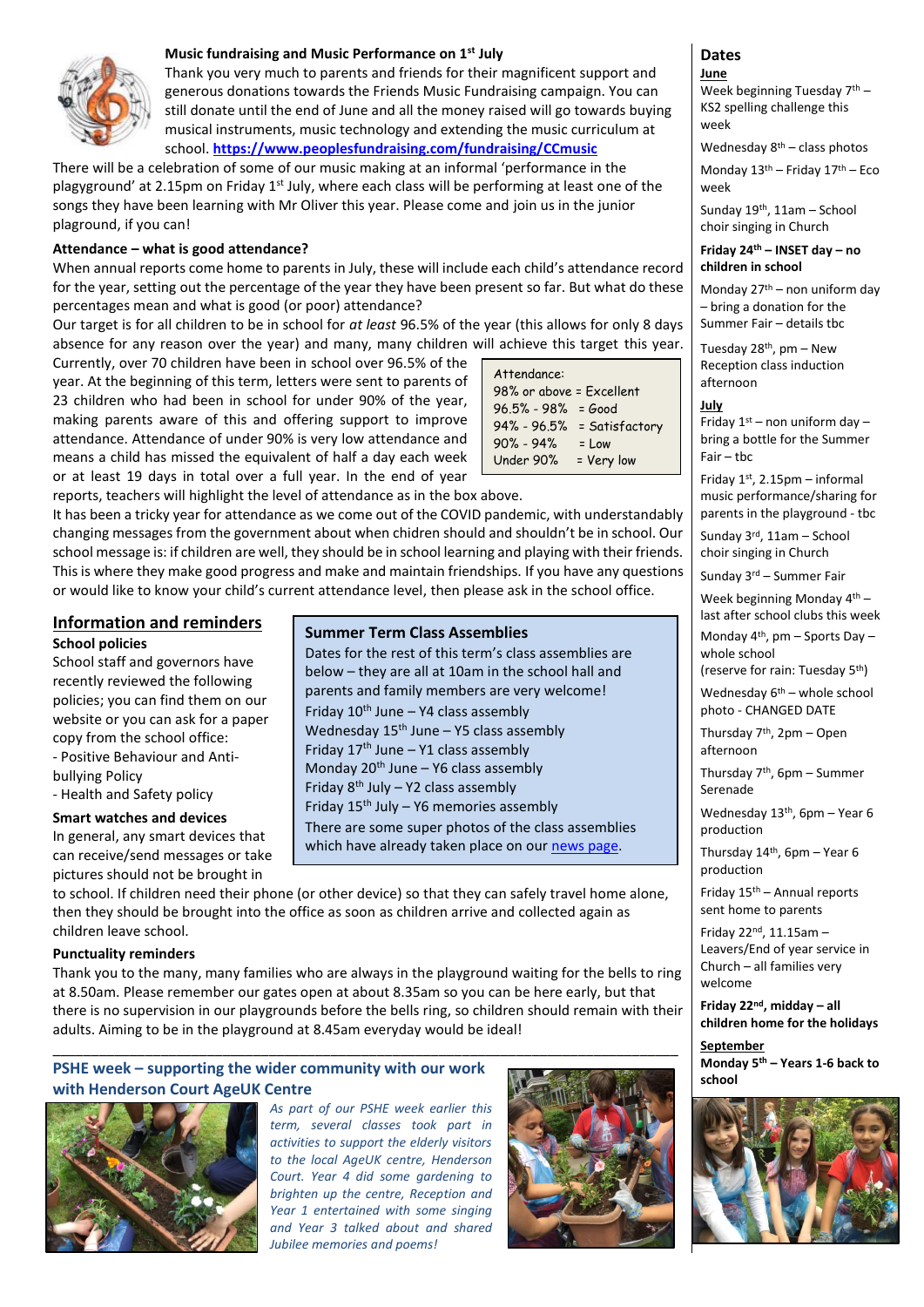### Music fundraising and Music Performance on 1st July

Thank you very much to parents and friends for their magnificent support and generous donations towards the Friends Music Fundraising campaign. You can still donate until the end of June and all the money raised will go towards buying musical instruments, music technology and extending the music curriculum at school. **https://www.peoplesfundraising.com/fundraising/CCmusic**

There will be a celebration of some of our music making at an informal 'performance in the playground' at 2.15pm on Friday 1st July, where each class will be performing at least one of the songs they have been learning with Mr Oliver this year. Please come and join us in the junior plaground, if you can!

### Attendance – what is good attendance?

When annual reports come home to parents in July, these will include each child's attendance record for the year, setting out the percentage of the year they have been present so far. But what do these percentages mean and what is good (or poor) attendance?

Our target is for all children to be in school for *at least* 96.5% of the year (this allows for only 8 days absence for any reason over the year) and many, many children will achieve this target this year. Currently, over 70 children have been in school over 96.5% of the year. At the beginning of this term, letters were sent to parents of 23 children who had been in school for under 90% of the year, making parents aware of this and offering support to improve attendance. Attendance of under 90% is very low attendance and means a child has missed the equivalent of half a day each week or at least 19 days in total over a full year. In the end of year reports, teachers will highlight the level of attendance as in the box above.

| Attendance: | |
|---|---|
| 98% or above | = Excellent |
| 96.5% - 98% | = Good |
| 94% - 96.5% | = Satisfactory |
| 90% - 94% | = Low |
| Under 90% | = Very low |

It has been a tricky year for attendance as we come out of the COVID pandemic, with understandably changing messages from the government about when chidren should and shouldn't be in school. Our school message is: if children are well, they should be in school learning and playing with their friends. This is where they make good progress and make and maintain friendships. If you have any questions or would like to know your child's current attendance level, then please ask in the school office.

## Information and reminders

**School policies**

School staff and governors have recently reviewed the following policies; you can find them on our website or you can ask for a paper copy from the school office:

- Positive Behaviour and Anti-bullying Policy
- Health and Safety policy

**Smart watches and devices**

In general, any smart devices that can receive/send messages or take pictures should not be brought in to school. If children need their phone (or other device) so that they can safely travel home alone, then they should be brought into the office as soon as children arrive and collected again as children leave school.

### Summer Term Class Assemblies

Dates for the rest of this term's class assemblies are below – they are all at 10am in the school hall and parents and family members are very welcome!

Friday 10th June – Y4 class assembly
Wednesday 15th June – Y5 class assembly
Friday 17th June – Y1 class assembly
Monday 20th June – Y6 class assembly
Friday 8th July – Y2 class assembly
Friday 15th July – Y6 memories assembly

There are some super photos of the class assemblies which have already taken place on our news page.

**Punctuality reminders**

Thank you to the many, many families who are always in the playground waiting for the bells to ring at 8.50am. Please remember our gates open at about 8.35am so you can be here early, but that there is no supervision in our playgrounds before the bells ring, so children should remain with their adults. Aiming to be in the playground at 8.45am everyday would be ideal!

### PSHE week – supporting the wider community with our work with Henderson Court AgeUK Centre

*As part of our PSHE week earlier this term, several classes took part in activities to support the elderly visitors to the local AgeUK centre, Henderson Court. Year 4 did some gardening to brighten up the centre, Reception and Year 1 entertained with some singing and Year 3 talked about and shared Jubilee memories and poems!*

## Dates

**June**

Week beginning Tuesday 7th – KS2 spelling challenge this week

Wednesday 8th – class photos

Monday 13th – Friday 17th – Eco week

Sunday 19th, 11am – School choir singing in Church

**Friday 24th – INSET day – no children in school**

Monday 27th – non uniform day – bring a donation for the Summer Fair – details tbc

Tuesday 28th, pm – New Reception class induction afternoon

**July**

Friday 1st – non uniform day – bring a bottle for the Summer Fair – tbc

Friday 1st, 2.15pm – informal music performance/sharing for parents in the playground - tbc

Sunday 3rd, 11am – School choir singing in Church

Sunday 3rd – Summer Fair

Week beginning Monday 4th – last after school clubs this week

Monday 4th, pm – Sports Day – whole school (reserve for rain: Tuesday 5th)

Wednesday 6th – whole school photo - CHANGED DATE

Thursday 7th, 2pm – Open afternoon

Thursday 7th, 6pm – Summer Serenade

Wednesday 13th, 6pm – Year 6 production

Thursday 14th, 6pm – Year 6 production

Friday 15th – Annual reports sent home to parents

Friday 22nd, 11.15am – Leavers/End of year service in Church – all families very welcome

**Friday 22nd, midday – all children home for the holidays**

**September**

**Monday 5th – Years 1-6 back to school**